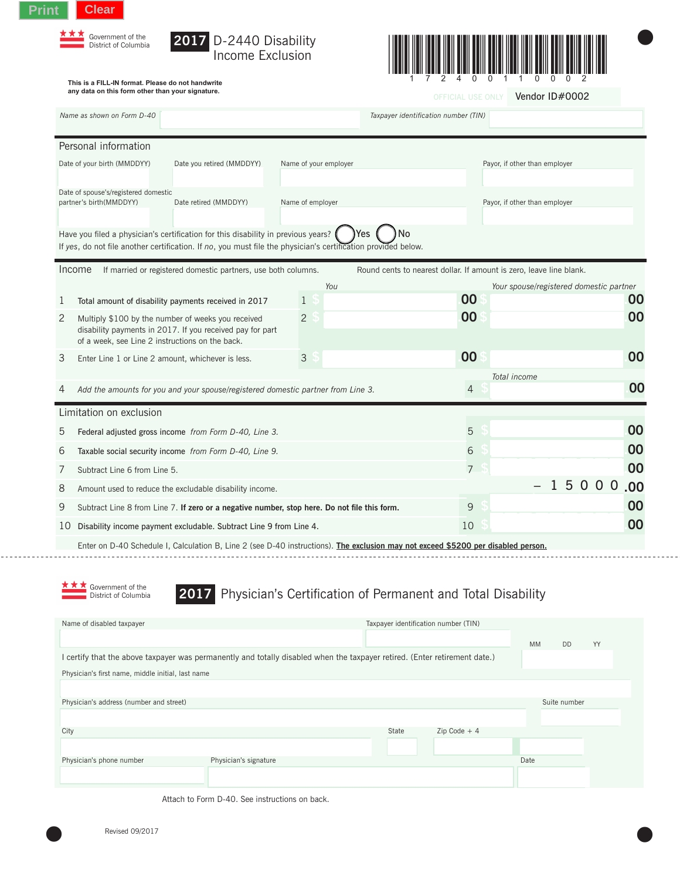Print Clear

Government of the District of Columbia

# 2017 D-2440 Disability Income Exclusion

**This is a FILL-IN format. Please do not handwrite any data on this form other than your signature.**

1 7 2 4 0 0 1 1 0 0 0 2

OFFICIAL USE ONLY Vendor ID#0002

*Name as shown on Form D-40* _______________ *Taxpayer identification number (TIN)* _______________

## Personal information

| Date of your birth (MMDDYY) | Date you retired (MMDDYY) | Name of your employer | Payor, if other than employer |
|---|---|---|---|
| | | | |

| Date of spouse's/registered domestic partner's birth(MMDDYY) | Date retired (MMDDYY) | Name of employer | Payor, if other than employer |
|---|---|---|---|
| | | | |

Have you filed a physician's certification for this disability in previous years? ◯ Yes ◯ No

If *yes*, do not file another certification. If *no*, you must file the physician's certification provided below.

## Income

If married or registered domestic partners, use both columns. Round cents to nearest dollar. If amount is zero, leave line blank.

| | | | *You* | *Your spouse/registered domestic partner* |
|---|---|---|---|---|
| 1 | Total amount of disability payments received in 2017 | 1 | $ .00 | $ .00 |
| 2 | Multiply $100 by the number of weeks you received disability payments in 2017. If you received pay for part of a week, see Line 2 instructions on the back. | 2 | $ .00 | $ .00 |
| 3 | Enter Line 1 or Line 2 amount, whichever is less. | 3 | $ .00 | $ .00 |
| | | | | *Total income* |
| 4 | *Add the amounts for you and your spouse/registered domestic partner from Line 3.* | 4 | | $ .00 |

## Limitation on exclusion

| | | | |
|---|---|---|---|
| 5 | Federal adjusted gross income *from Form D-40, Line 3.* | 5 | $ .00 |
| 6 | Taxable social security income *from Form D-40, Line 9.* | 6 | $ .00 |
| 7 | Subtract Line 6 from Line 5. | 7 | $ .00 |
| 8 | Amount used to reduce the excludable disability income. | | – 15000.00 |
| 9 | Subtract Line 8 from Line 7. **If zero or a negative number, stop here. Do not file this form.** | 9 | $ .00 |
| 10 | Disability income payment excludable. Subtract Line 9 from Line 4. | 10 | $ .00 |

Enter on D-40 Schedule I, Calculation B, Line 2 (see D-40 instructions). **The exclusion may not exceed $5200 per disabled person.**

---

Government of the District of Columbia

# 2017 Physician's Certification of Permanent and Total Disability

Name of disabled taxpayer _______________ Taxpayer identification number (TIN) _______________

I certify that the above taxpayer was permanently and totally disabled when the taxpayer retired. (Enter retirement date.) MM DD YY

Physician's first name, middle initial, last name _______________

Physician's address (number and street) _______________ Suite number _______________

City _______________ State _______________ Zip Code + 4 _______________

Physician's phone number _______________ Physician's signature _______________ Date _______________

Attach to Form D-40. See instructions on back.

Revised 09/2017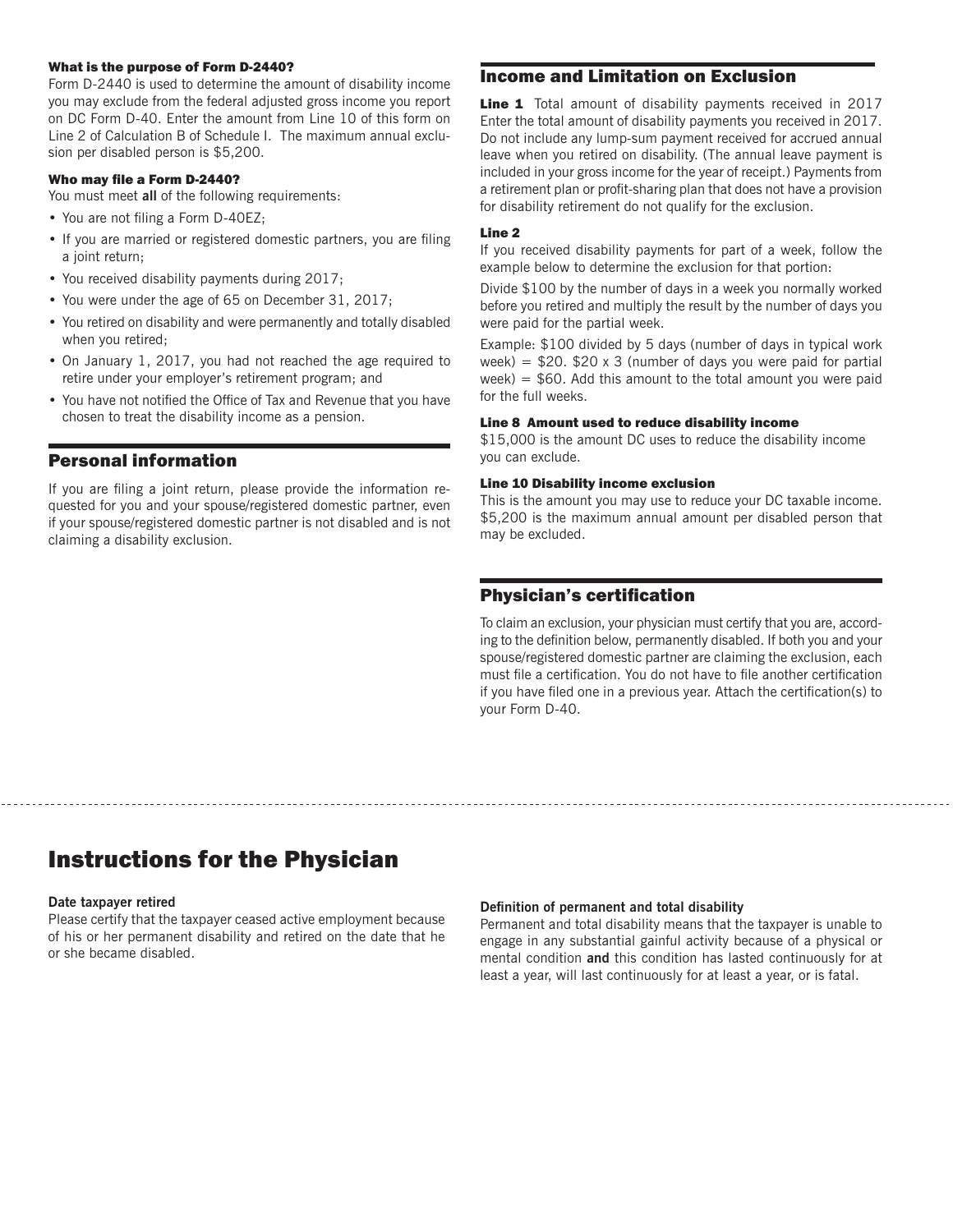#### What is the purpose of Form D-2440?

Form D-2440 is used to determine the amount of disability income you may exclude from the federal adjusted gross income you report on DC Form D-40. Enter the amount from Line 10 of this form on Line 2 of Calculation B of Schedule I. The maximum annual exclusion per disabled person is $5,200.

#### Who may file a Form D-2440?

You must meet **all** of the following requirements:

- You are not filing a Form D-40EZ;
- If you are married or registered domestic partners, you are filing a joint return;
- You received disability payments during 2017;
- You were under the age of 65 on December 31, 2017;
- You retired on disability and were permanently and totally disabled when you retired;
- On January 1, 2017, you had not reached the age required to retire under your employer's retirement program; and
- You have not notified the Office of Tax and Revenue that you have chosen to treat the disability income as a pension.

## Personal information

If you are filing a joint return, please provide the information requested for you and your spouse/registered domestic partner, even if your spouse/registered domestic partner is not disabled and is not claiming a disability exclusion.

## Income and Limitation on Exclusion

**Line 1** Total amount of disability payments received in 2017
Enter the total amount of disability payments you received in 2017. Do not include any lump-sum payment received for accrued annual leave when you retired on disability. (The annual leave payment is included in your gross income for the year of receipt.) Payments from a retirement plan or profit-sharing plan that does not have a provision for disability retirement do not qualify for the exclusion.

#### Line 2

If you received disability payments for part of a week, follow the example below to determine the exclusion for that portion:

Divide $100 by the number of days in a week you normally worked before you retired and multiply the result by the number of days you were paid for the partial week.

Example: $100 divided by 5 days (number of days in typical work week) = $20. $20 x 3 (number of days you were paid for partial week) = $60. Add this amount to the total amount you were paid for the full weeks.

#### Line 8 Amount used to reduce disability income

$15,000 is the amount DC uses to reduce the disability income you can exclude.

#### Line 10 Disability income exclusion

This is the amount you may use to reduce your DC taxable income. $5,200 is the maximum annual amount per disabled person that may be excluded.

## Physician's certification

To claim an exclusion, your physician must certify that you are, according to the definition below, permanently disabled. If both you and your spouse/registered domestic partner are claiming the exclusion, each must file a certification. You do not have to file another certification if you have filed one in a previous year. Attach the certification(s) to your Form D-40.

# Instructions for the Physician

**Date taxpayer retired**
Please certify that the taxpayer ceased active employment because of his or her permanent disability and retired on the date that he or she became disabled.

**Definition of permanent and total disability**
Permanent and total disability means that the taxpayer is unable to engage in any substantial gainful activity because of a physical or mental condition **and** this condition has lasted continuously for at least a year, will last continuously for at least a year, or is fatal.